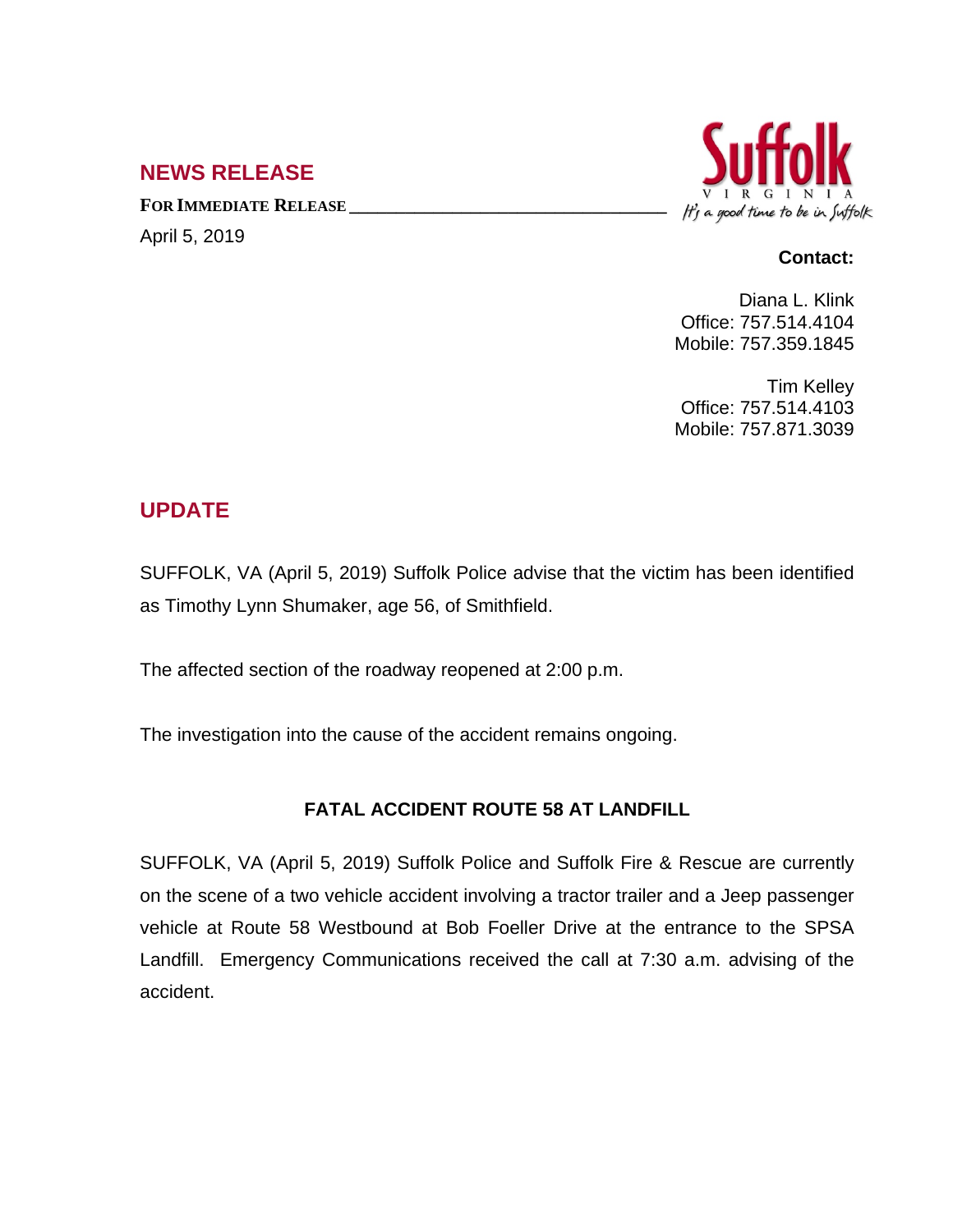## NEWS RELEASE

**FOR IMMEDIATE RELEASE**

April 5, 2019

Suffolk
VIRGINIA
*It's a good time to be in Suffolk*

**Contact:**

Diana L. Klink
Office: 757.514.4104
Mobile: 757.359.1845

Tim Kelley
Office: 757.514.4103
Mobile: 757.871.3039

## UPDATE

SUFFOLK, VA (April 5, 2019) Suffolk Police advise that the victim has been identified as Timothy Lynn Shumaker, age 56, of Smithfield.

The affected section of the roadway reopened at 2:00 p.m.

The investigation into the cause of the accident remains ongoing.

### FATAL ACCIDENT ROUTE 58 AT LANDFILL

SUFFOLK, VA (April 5, 2019) Suffolk Police and Suffolk Fire & Rescue are currently on the scene of a two vehicle accident involving a tractor trailer and a Jeep passenger vehicle at Route 58 Westbound at Bob Foeller Drive at the entrance to the SPSA Landfill. Emergency Communications received the call at 7:30 a.m. advising of the accident.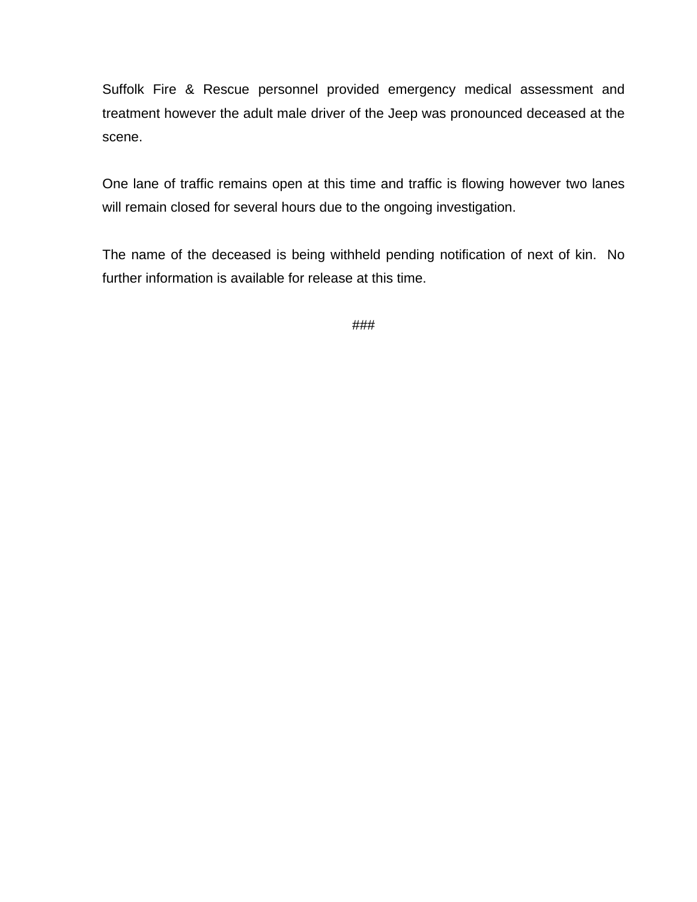Suffolk Fire & Rescue personnel provided emergency medical assessment and treatment however the adult male driver of the Jeep was pronounced deceased at the scene.

One lane of traffic remains open at this time and traffic is flowing however two lanes will remain closed for several hours due to the ongoing investigation.

The name of the deceased is being withheld pending notification of next of kin. No further information is available for release at this time.

###